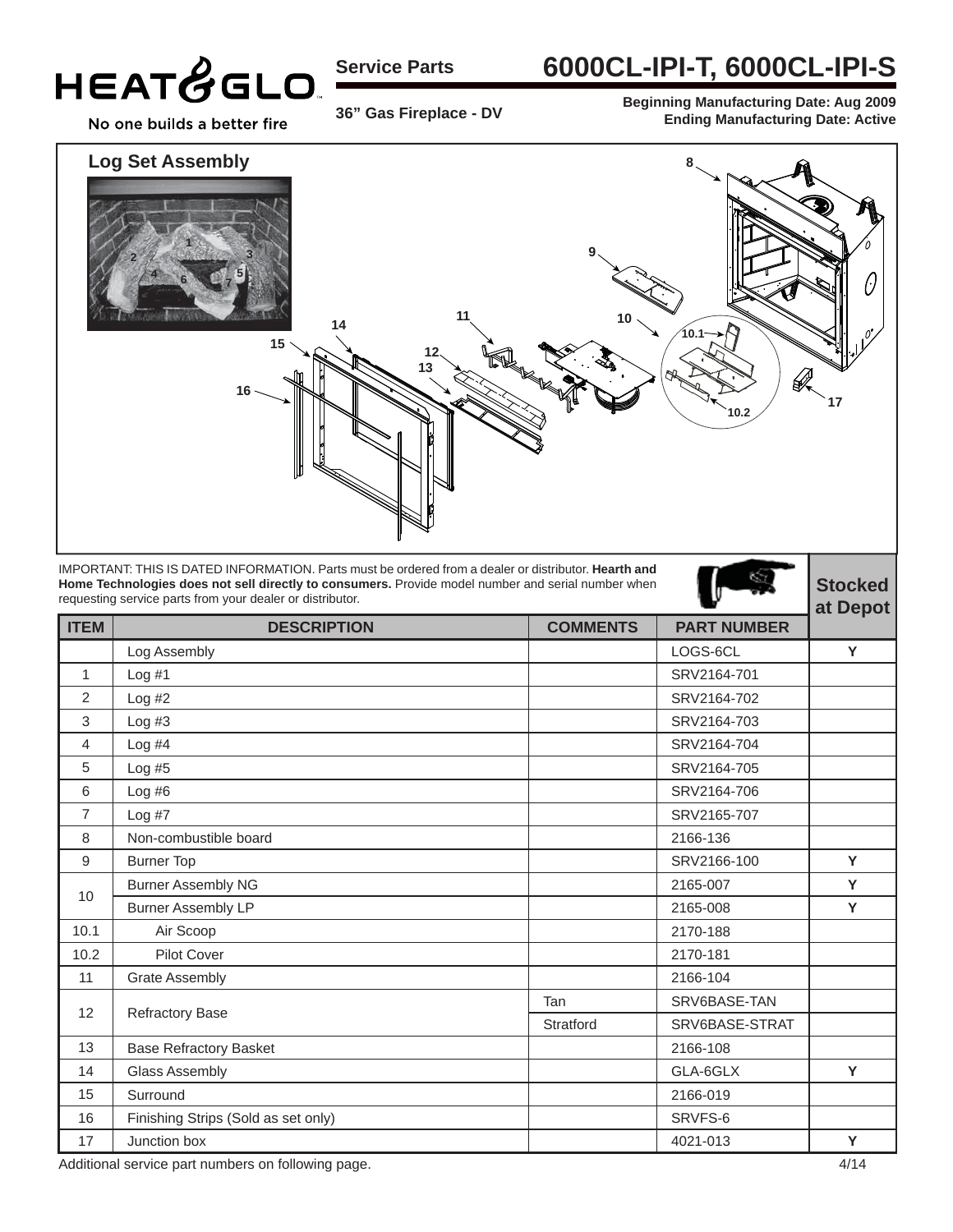# HEAT&GLO

No one builds a better fire

**Service Parts**

# 6000CL-IPI-T, 6000CL-IPI-S

**36" Gas Fireplace - DV**

**Beginning Manufacturing Date: Aug 2009**
**Ending Manufacturing Date: Active**

## Log Set Assembly

IMPORTANT: THIS IS DATED INFORMATION. Parts must be ordered from a dealer or distributor. **Hearth and Home Technologies does not sell directly to consumers.** Provide model number and serial number when requesting service parts from your dealer or distributor.

| ITEM | DESCRIPTION | COMMENTS | PART NUMBER | Stocked at Depot |
|---|---|---|---|---|
| | Log Assembly | | LOGS-6CL | Y |
| 1 | Log #1 | | SRV2164-701 | |
| 2 | Log #2 | | SRV2164-702 | |
| 3 | Log #3 | | SRV2164-703 | |
| 4 | Log #4 | | SRV2164-704 | |
| 5 | Log #5 | | SRV2164-705 | |
| 6 | Log #6 | | SRV2164-706 | |
| 7 | Log #7 | | SRV2165-707 | |
| 8 | Non-combustible board | | 2166-136 | |
| 9 | Burner Top | | SRV2166-100 | Y |
| 10 | Burner Assembly NG | | 2165-007 | Y |
| | Burner Assembly LP | | 2165-008 | Y |
| 10.1 | Air Scoop | | 2170-188 | |
| 10.2 | Pilot Cover | | 2170-181 | |
| 11 | Grate Assembly | | 2166-104 | |
| 12 | Refractory Base | Tan | SRV6BASE-TAN | |
| | | Stratford | SRV6BASE-STRAT | |
| 13 | Base Refractory Basket | | 2166-108 | |
| 14 | Glass Assembly | | GLA-6GLX | Y |
| 15 | Surround | | 2166-019 | |
| 16 | Finishing Strips (Sold as set only) | | SRVFS-6 | |
| 17 | Junction box | | 4021-013 | Y |

Additional service part numbers on following page.

4/14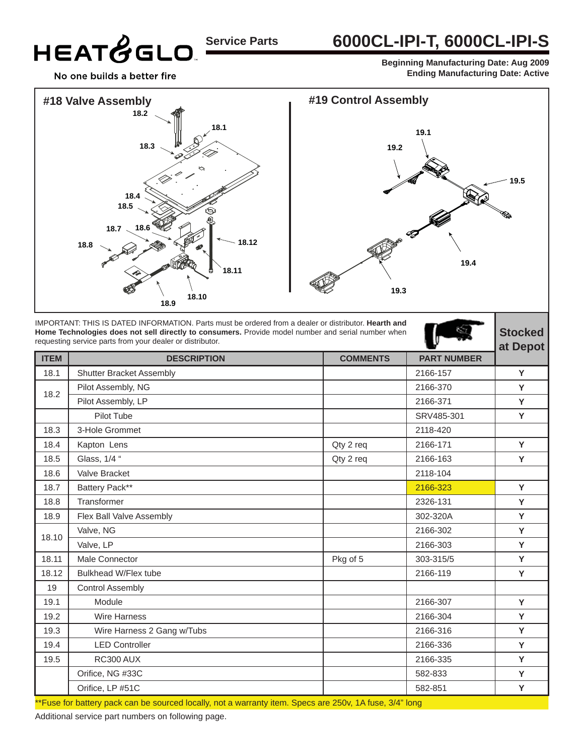# HEAT & GLO

No one builds a better fire

## Service Parts — 6000CL-IPI-T, 6000CL-IPI-S

**Beginning Manufacturing Date: Aug 2009**
**Ending Manufacturing Date: Active**

### #18 Valve Assembly

### #19 Control Assembly

IMPORTANT: THIS IS DATED INFORMATION. Parts must be ordered from a dealer or distributor. **Hearth and Home Technologies does not sell directly to consumers.** Provide model number and serial number when requesting service parts from your dealer or distributor.

| ITEM | DESCRIPTION | COMMENTS | PART NUMBER | Stocked at Depot |
|---|---|---|---|---|
| 18.1 | Shutter Bracket Assembly | | 2166-157 | Y |
| 18.2 | Pilot Assembly, NG | | 2166-370 | Y |
| | Pilot Assembly, LP | | 2166-371 | Y |
| | Pilot Tube | | SRV485-301 | Y |
| 18.3 | 3-Hole Grommet | | 2118-420 | |
| 18.4 | Kapton Lens | Qty 2 req | 2166-171 | Y |
| 18.5 | Glass, 1/4 " | Qty 2 req | 2166-163 | Y |
| 18.6 | Valve Bracket | | 2118-104 | |
| 18.7 | Battery Pack** | | 2166-323 | Y |
| 18.8 | Transformer | | 2326-131 | Y |
| 18.9 | Flex Ball Valve Assembly | | 302-320A | Y |
| 18.10 | Valve, NG | | 2166-302 | Y |
| | Valve, LP | | 2166-303 | Y |
| 18.11 | Male Connector | Pkg of 5 | 303-315/5 | Y |
| 18.12 | Bulkhead W/Flex tube | | 2166-119 | Y |
| 19 | Control Assembly | | | |
| 19.1 | Module | | 2166-307 | Y |
| 19.2 | Wire Harness | | 2166-304 | Y |
| 19.3 | Wire Harness 2 Gang w/Tubs | | 2166-316 | Y |
| 19.4 | LED Controller | | 2166-336 | Y |
| 19.5 | RC300 AUX | | 2166-335 | Y |
| | Orifice, NG #33C | | 582-833 | Y |
| | Orifice, LP #51C | | 582-851 | Y |

**Fuse for battery pack can be sourced locally, not a warranty item. Specs are 250v, 1A fuse, 3/4" long

Additional service part numbers on following page.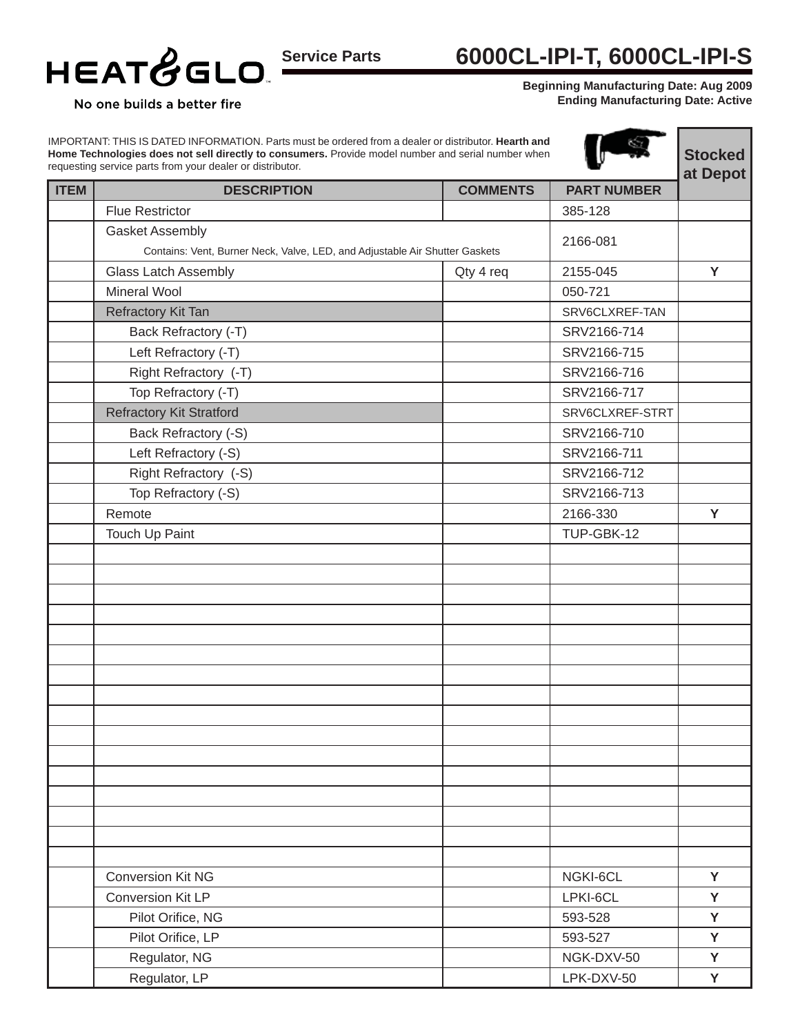# Service Parts 6000CL-IPI-T, 6000CL-IPI-S

HEAT & GLO

No one builds a better fire

**Beginning Manufacturing Date: Aug 2009**
**Ending Manufacturing Date: Active**

IMPORTANT: THIS IS DATED INFORMATION. Parts must be ordered from a dealer or distributor. **Hearth and Home Technologies does not sell directly to consumers.** Provide model number and serial number when requesting service parts from your dealer or distributor.

| ITEM | DESCRIPTION | COMMENTS | PART NUMBER | Stocked at Depot |
|---|---|---|---|---|
| | Flue Restrictor | | 385-128 | |
| | Gasket Assembly<br>Contains: Vent, Burner Neck, Valve, LED, and Adjustable Air Shutter Gaskets | | 2166-081 | |
| | Glass Latch Assembly | Qty 4 req | 2155-045 | Y |
| | Mineral Wool | | 050-721 | |
| | Refractory Kit Tan | | SRV6CLXREF-TAN | |
| | Back Refractory (-T) | | SRV2166-714 | |
| | Left Refractory (-T) | | SRV2166-715 | |
| | Right Refractory (-T) | | SRV2166-716 | |
| | Top Refractory (-T) | | SRV2166-717 | |
| | Refractory Kit Stratford | | SRV6CLXREF-STRT | |
| | Back Refractory (-S) | | SRV2166-710 | |
| | Left Refractory (-S) | | SRV2166-711 | |
| | Right Refractory (-S) | | SRV2166-712 | |
| | Top Refractory (-S) | | SRV2166-713 | |
| | Remote | | 2166-330 | Y |
| | Touch Up Paint | | TUP-GBK-12 | |
| | Conversion Kit NG | | NGKI-6CL | Y |
| | Conversion Kit LP | | LPKI-6CL | Y |
| | Pilot Orifice, NG | | 593-528 | Y |
| | Pilot Orifice, LP | | 593-527 | Y |
| | Regulator, NG | | NGK-DXV-50 | Y |
| | Regulator, LP | | LPK-DXV-50 | Y |